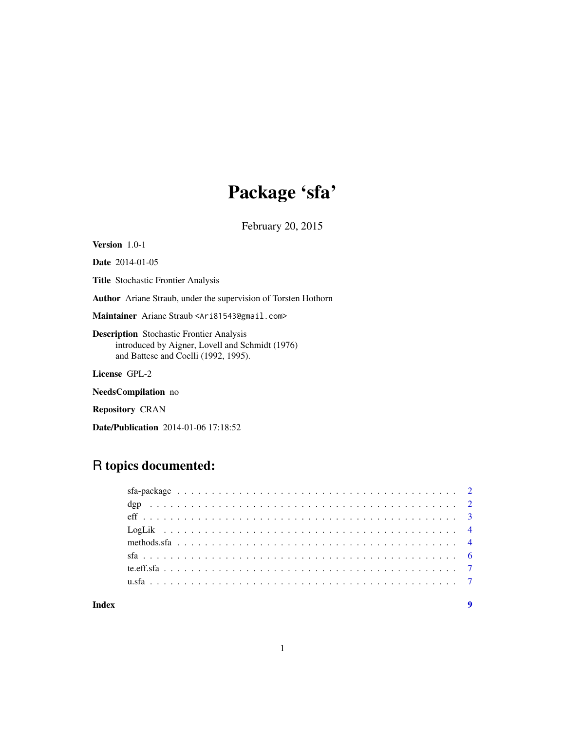# Package 'sfa'

February 20, 2015

**Version** 1.0-1

**Date** 2014-01-05

**Title** Stochastic Frontier Analysis

**Author** Ariane Straub, under the supervision of Torsten Hothorn

**Maintainer** Ariane Straub <Ari81543@gmail.com>

**Description** Stochastic Frontier Analysis
introduced by Aigner, Lovell and Schmidt (1976)
and Battese and Coelli (1992, 1995).

**License** GPL-2

**NeedsCompilation** no

**Repository** CRAN

**Date/Publication** 2014-01-06 17:18:52

## R topics documented:

- sfa-package . . . . . . . . . . . . . . . . . . . . . . . . . . . . . . . . . . . . . . . . . . 2
- dgp . . . . . . . . . . . . . . . . . . . . . . . . . . . . . . . . . . . . . . . . . . . . . . 2
- eff . . . . . . . . . . . . . . . . . . . . . . . . . . . . . . . . . . . . . . . . . . . . . . 3
- LogLik . . . . . . . . . . . . . . . . . . . . . . . . . . . . . . . . . . . . . . . . . . . . 4
- methods.sfa . . . . . . . . . . . . . . . . . . . . . . . . . . . . . . . . . . . . . . . . . 4
- sfa . . . . . . . . . . . . . . . . . . . . . . . . . . . . . . . . . . . . . . . . . . . . . . 6
- te.eff.sfa . . . . . . . . . . . . . . . . . . . . . . . . . . . . . . . . . . . . . . . . . . 7
- u.sfa . . . . . . . . . . . . . . . . . . . . . . . . . . . . . . . . . . . . . . . . . . . . . 7

**Index** 9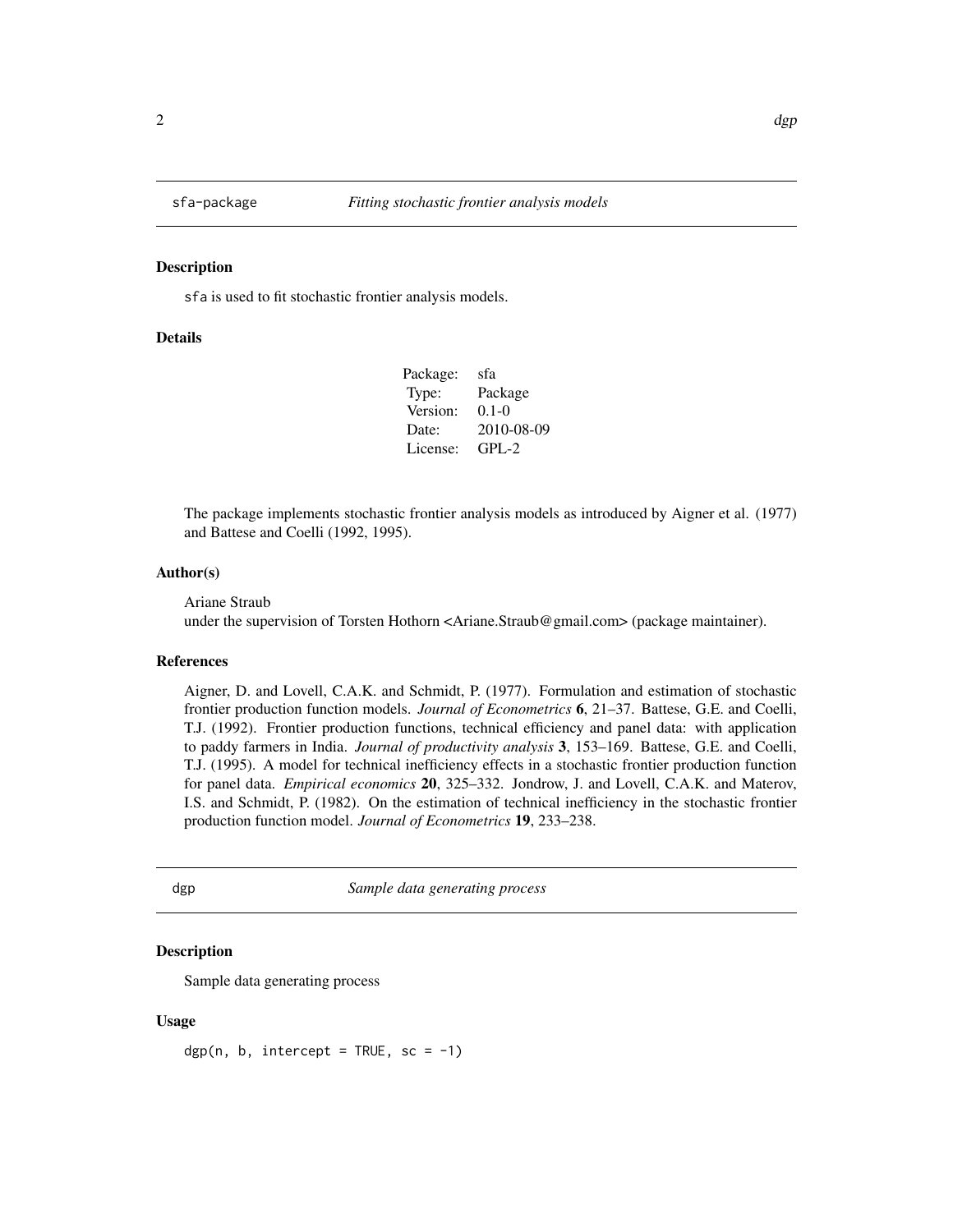## sfa-package *Fitting stochastic frontier analysis models*

### Description

sfa is used to fit stochastic frontier analysis models.

### Details

| | |
|---|---|
| Package: | sfa |
| Type: | Package |
| Version: | 0.1-0 |
| Date: | 2010-08-09 |
| License: | GPL-2 |

The package implements stochastic frontier analysis models as introduced by Aigner et al. (1977) and Battese and Coelli (1992, 1995).

### Author(s)

Ariane Straub  
under the supervision of Torsten Hothorn <Ariane.Straub@gmail.com> (package maintainer).

### References

Aigner, D. and Lovell, C.A.K. and Schmidt, P. (1977). Formulation and estimation of stochastic frontier production function models. *Journal of Econometrics* **6**, 21–37. Battese, G.E. and Coelli, T.J. (1992). Frontier production functions, technical efficiency and panel data: with application to paddy farmers in India. *Journal of productivity analysis* **3**, 153–169. Battese, G.E. and Coelli, T.J. (1995). A model for technical inefficiency effects in a stochastic frontier production function for panel data. *Empirical economics* **20**, 325–332. Jondrow, J. and Lovell, C.A.K. and Materov, I.S. and Schmidt, P. (1982). On the estimation of technical inefficiency in the stochastic frontier production function model. *Journal of Econometrics* **19**, 233–238.

## dgp *Sample data generating process*

### Description

Sample data generating process

### Usage

```
dgp(n, b, intercept = TRUE, sc = -1)
```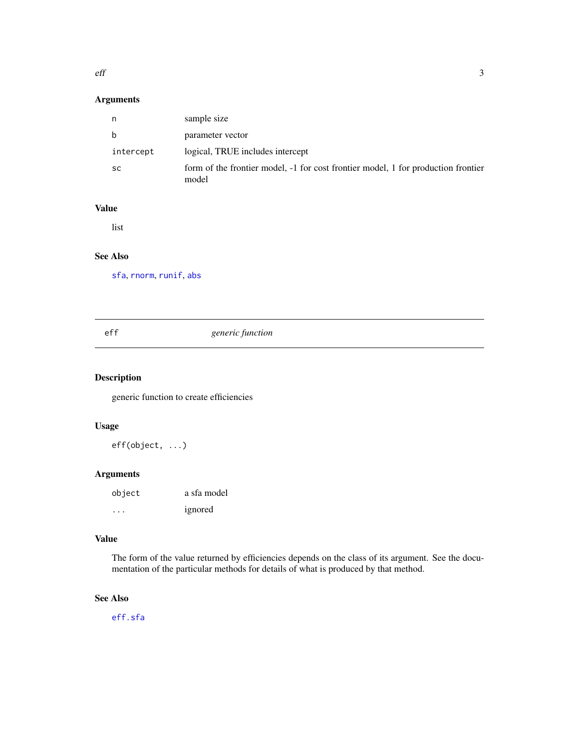## Arguments

| | |
|---|---|
| n | sample size |
| b | parameter vector |
| intercept | logical, TRUE includes intercept |
| sc | form of the frontier model, -1 for cost frontier model, 1 for production frontier model |

## Value

list

## See Also

sfa, rnorm, runif, abs

---

# eff *generic function*

## Description

generic function to create efficiencies

## Usage

```
eff(object, ...)
```

## Arguments

| | |
|---|---|
| object | a sfa model |
| ... | ignored |

## Value

The form of the value returned by efficiencies depends on the class of its argument. See the documentation of the particular methods for details of what is produced by that method.

## See Also

eff.sfa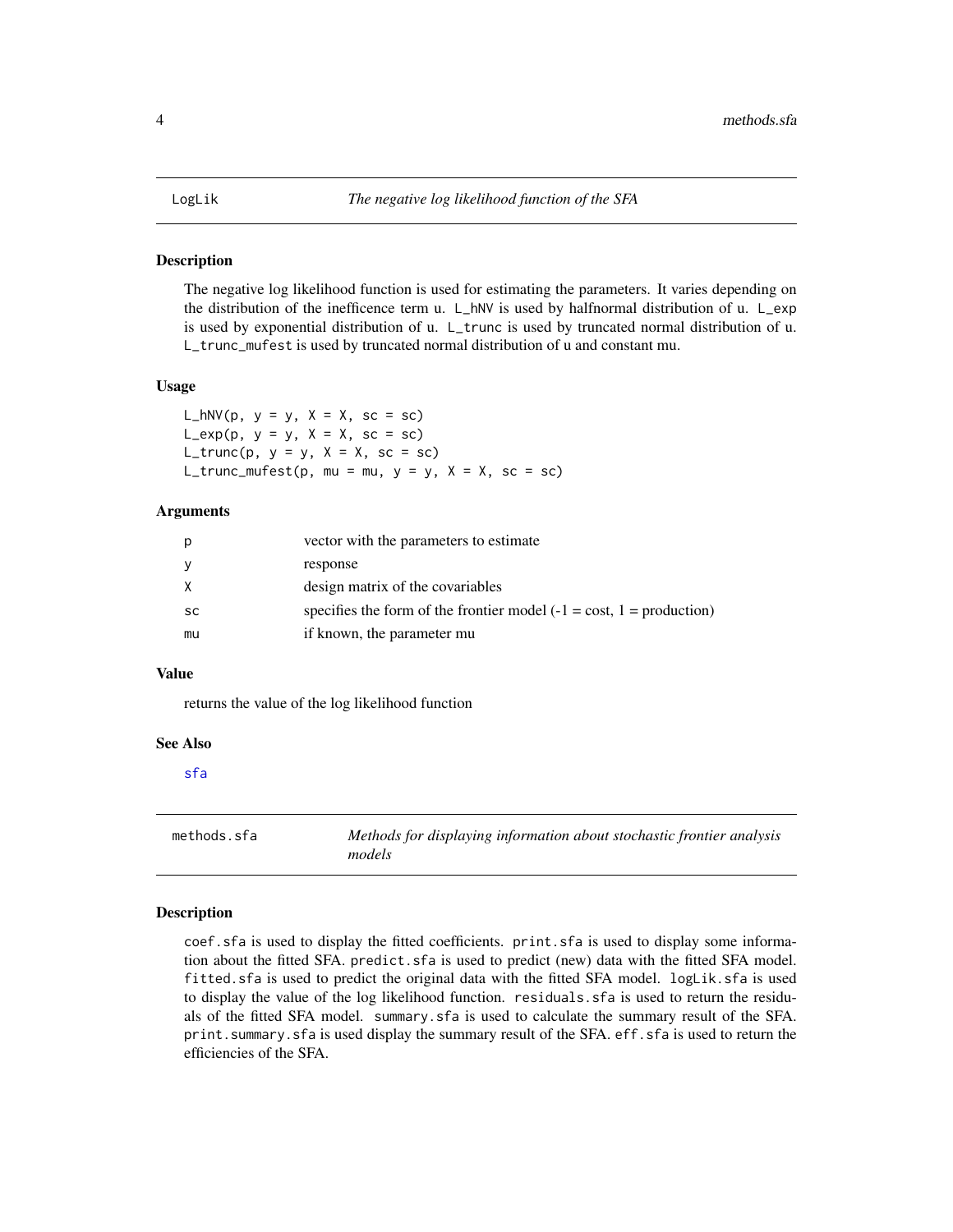## LogLik — *The negative log likelihood function of the SFA*

### Description

The negative log likelihood function is used for estimating the parameters. It varies depending on the distribution of the inefficence term u. `L_hNV` is used by halfnormal distribution of u. `L_exp` is used by exponential distribution of u. `L_trunc` is used by truncated normal distribution of u. `L_trunc_mufest` is used by truncated normal distribution of u and constant mu.

### Usage

```
L_hNV(p, y = y, X = X, sc = sc)
L_exp(p, y = y, X = X, sc = sc)
L_trunc(p, y = y, X = X, sc = sc)
L_trunc_mufest(p, mu = mu, y = y, X = X, sc = sc)
```

### Arguments

| | |
|---|---|
| `p` | vector with the parameters to estimate |
| `y` | response |
| `X` | design matrix of the covariables |
| `sc` | specifies the form of the frontier model (-1 = cost, 1 = production) |
| `mu` | if known, the parameter mu |

### Value

returns the value of the log likelihood function

### See Also

sfa

## methods.sfa — *Methods for displaying information about stochastic frontier analysis models*

### Description

`coef.sfa` is used to display the fitted coefficients. `print.sfa` is used to display some information about the fitted SFA. `predict.sfa` is used to predict (new) data with the fitted SFA model. `fitted.sfa` is used to predict the original data with the fitted SFA model. `logLik.sfa` is used to display the value of the log likelihood function. `residuals.sfa` is used to return the residuals of the fitted SFA model. `summary.sfa` is used to calculate the summary result of the SFA. `print.summary.sfa` is used display the summary result of the SFA. `eff.sfa` is used to return the efficiencies of the SFA.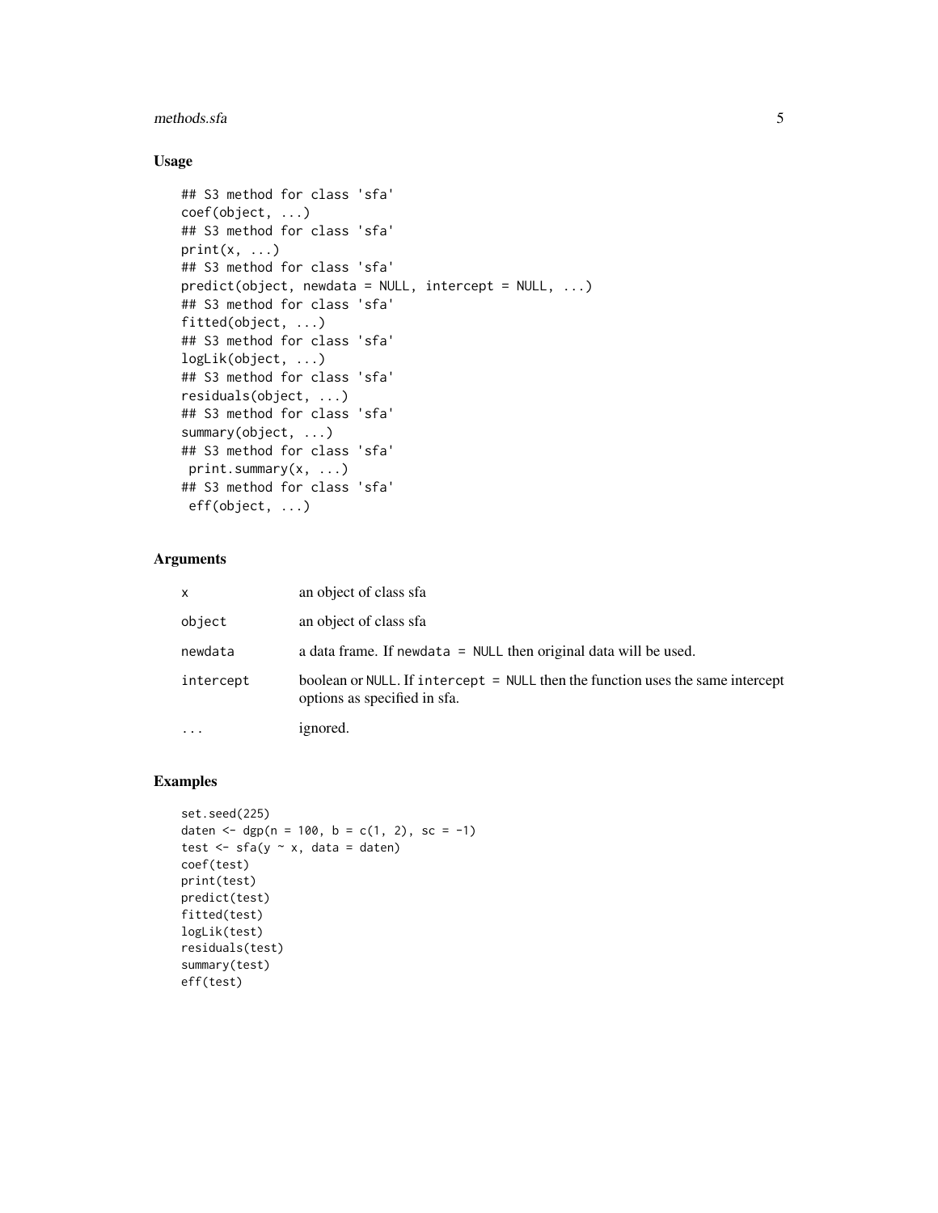## Usage

```
## S3 method for class 'sfa'
coef(object, ...)
## S3 method for class 'sfa'
print(x, ...)
## S3 method for class 'sfa'
predict(object, newdata = NULL, intercept = NULL, ...)
## S3 method for class 'sfa'
fitted(object, ...)
## S3 method for class 'sfa'
logLik(object, ...)
## S3 method for class 'sfa'
residuals(object, ...)
## S3 method for class 'sfa'
summary(object, ...)
## S3 method for class 'sfa'
 print.summary(x, ...)
## S3 method for class 'sfa'
 eff(object, ...)
```

## Arguments

| | |
|---|---|
| `x` | an object of class sfa |
| `object` | an object of class sfa |
| `newdata` | a data frame. If `newdata = NULL` then original data will be used. |
| `intercept` | boolean or `NULL`. If `intercept = NULL` then the function uses the same intercept options as specified in sfa. |
| `...` | ignored. |

## Examples

```
set.seed(225)
daten <- dgp(n = 100, b = c(1, 2), sc = -1)
test <- sfa(y ~ x, data = daten)
coef(test)
print(test)
predict(test)
fitted(test)
logLik(test)
residuals(test)
summary(test)
eff(test)
```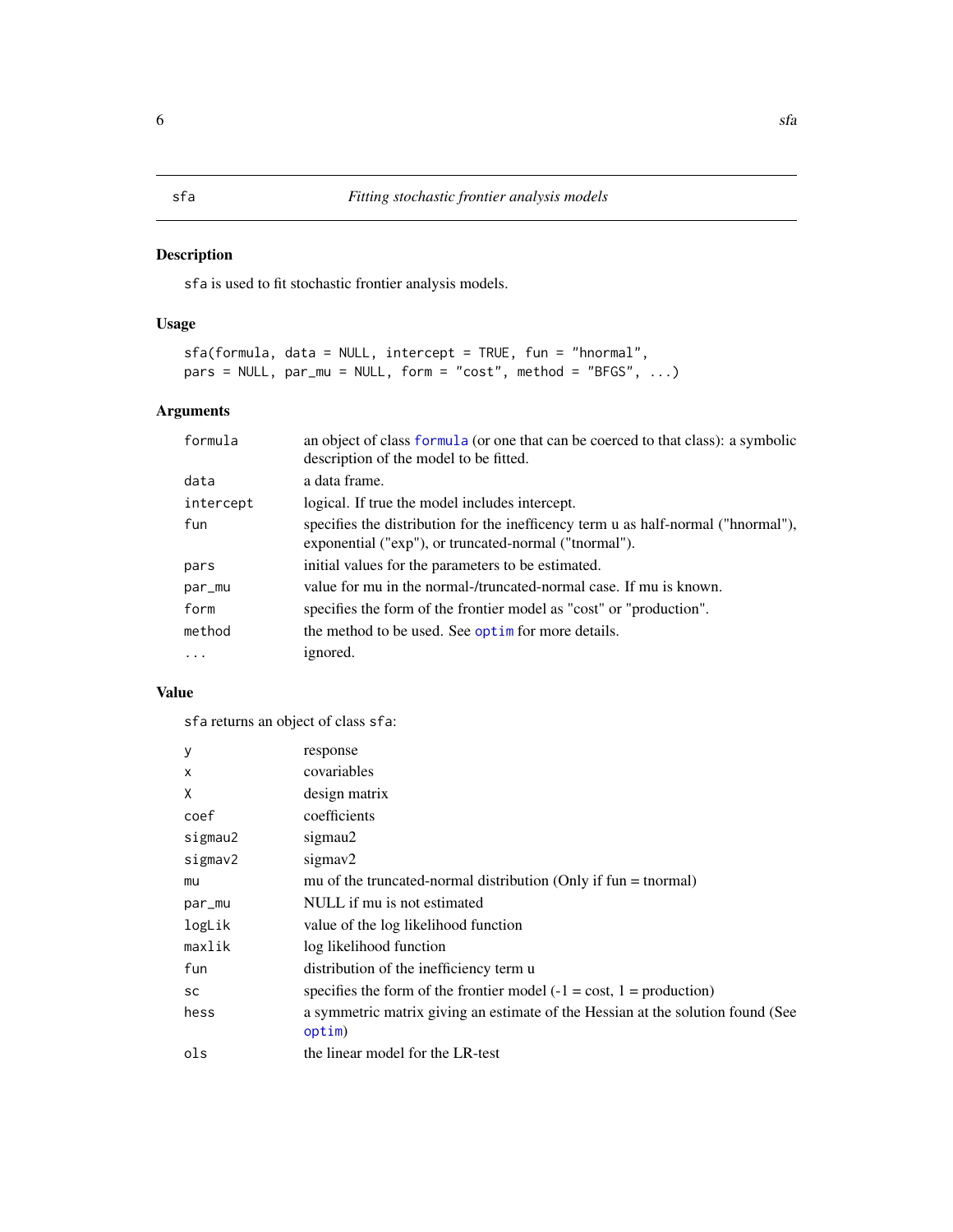# sfa — *Fitting stochastic frontier analysis models*

## Description

`sfa` is used to fit stochastic frontier analysis models.

## Usage

```
sfa(formula, data = NULL, intercept = TRUE, fun = "hnormal",
pars = NULL, par_mu = NULL, form = "cost", method = "BFGS", ...)
```

## Arguments

| | |
|---|---|
| `formula` | an object of class `formula` (or one that can be coerced to that class): a symbolic description of the model to be fitted. |
| `data` | a data frame. |
| `intercept` | logical. If true the model includes intercept. |
| `fun` | specifies the distribution for the inefficency term u as half-normal ("hnormal"), exponential ("exp"), or truncated-normal ("tnormal"). |
| `pars` | initial values for the parameters to be estimated. |
| `par_mu` | value for mu in the normal-/truncated-normal case. If mu is known. |
| `form` | specifies the form of the frontier model as "cost" or "production". |
| `method` | the method to be used. See `optim` for more details. |
| `...` | ignored. |

## Value

`sfa` returns an object of class `sfa`:

| | |
|---|---|
| `y` | response |
| `x` | covariables |
| `X` | design matrix |
| `coef` | coefficients |
| `sigmau2` | sigmau2 |
| `sigmav2` | sigmav2 |
| `mu` | mu of the truncated-normal distribution (Only if fun = tnormal) |
| `par_mu` | NULL if mu is not estimated |
| `logLik` | value of the log likelihood function |
| `maxlik` | log likelihood function |
| `fun` | distribution of the inefficiency term u |
| `sc` | specifies the form of the frontier model (-1 = cost, 1 = production) |
| `hess` | a symmetric matrix giving an estimate of the Hessian at the solution found (See `optim`) |
| `ols` | the linear model for the LR-test |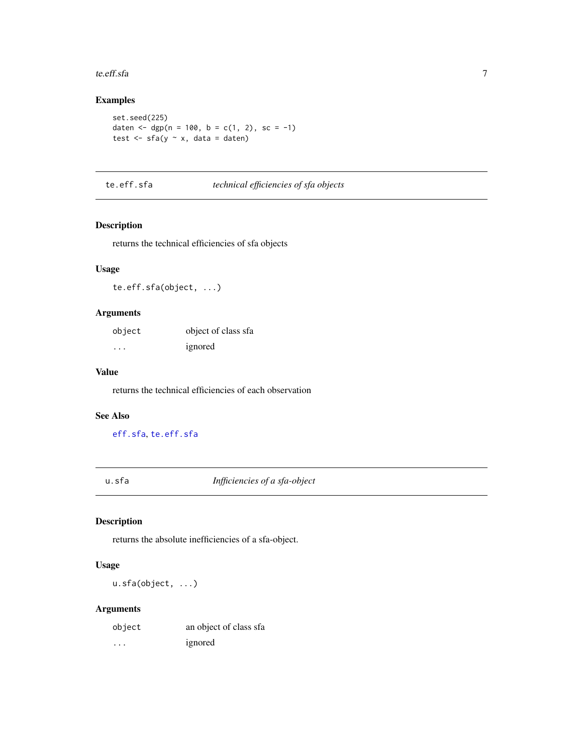## Examples

```
set.seed(225)
daten <- dgp(n = 100, b = c(1, 2), sc = -1)
test <- sfa(y ~ x, data = daten)
```

---

## te.eff.sfa *technical efficiencies of sfa objects*

### Description

returns the technical efficiencies of sfa objects

### Usage

```
te.eff.sfa(object, ...)
```

### Arguments

| | |
|---|---|
| `object` | object of class sfa |
| `...` | ignored |

### Value

returns the technical efficiencies of each observation

### See Also

`eff.sfa`, `te.eff.sfa`

---

## u.sfa *Inffiencies of a sfa-object*

### Description

returns the absolute inefficiencies of a sfa-object.

### Usage

```
u.sfa(object, ...)
```

### Arguments

| | |
|---|---|
| `object` | an object of class sfa |
| `...` | ignored |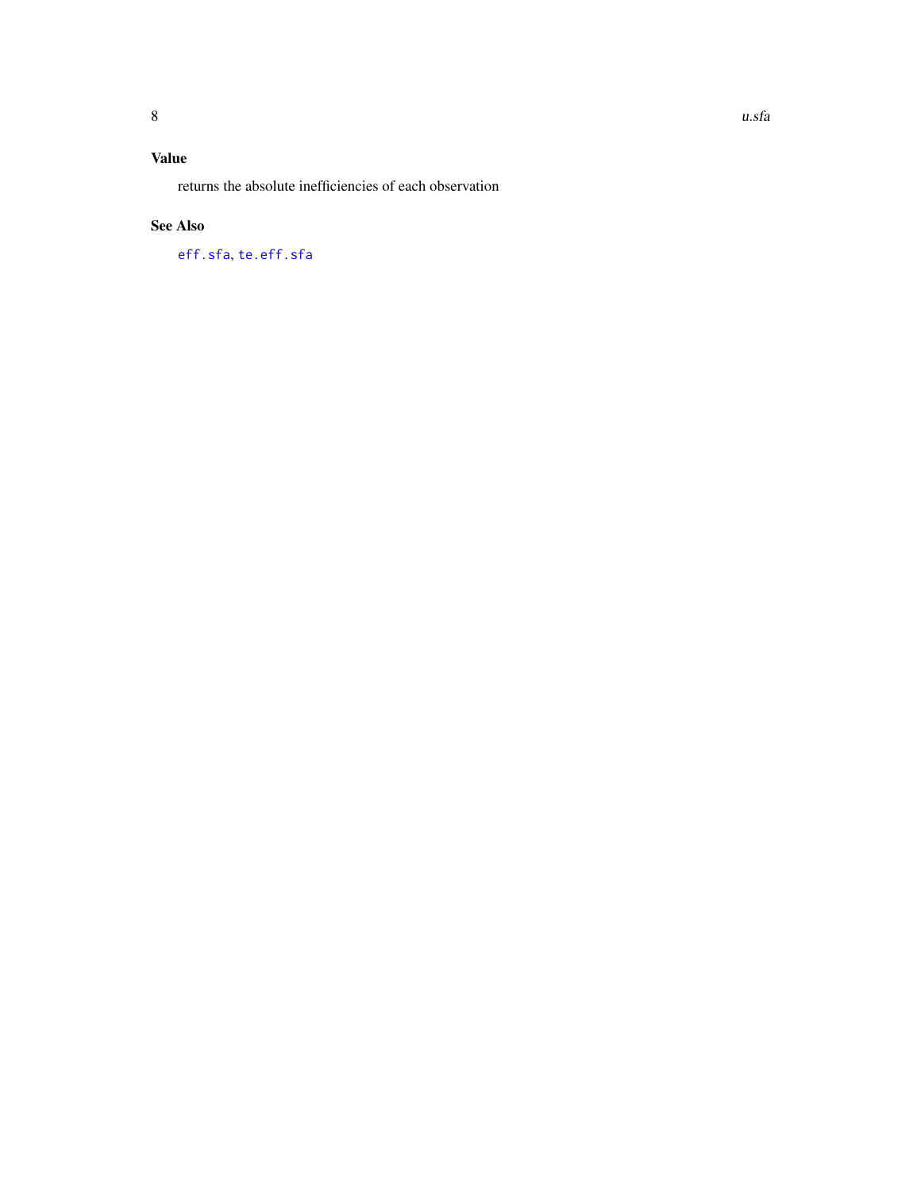## Value

returns the absolute inefficiencies of each observation

## See Also

`eff.sfa`, `te.eff.sfa`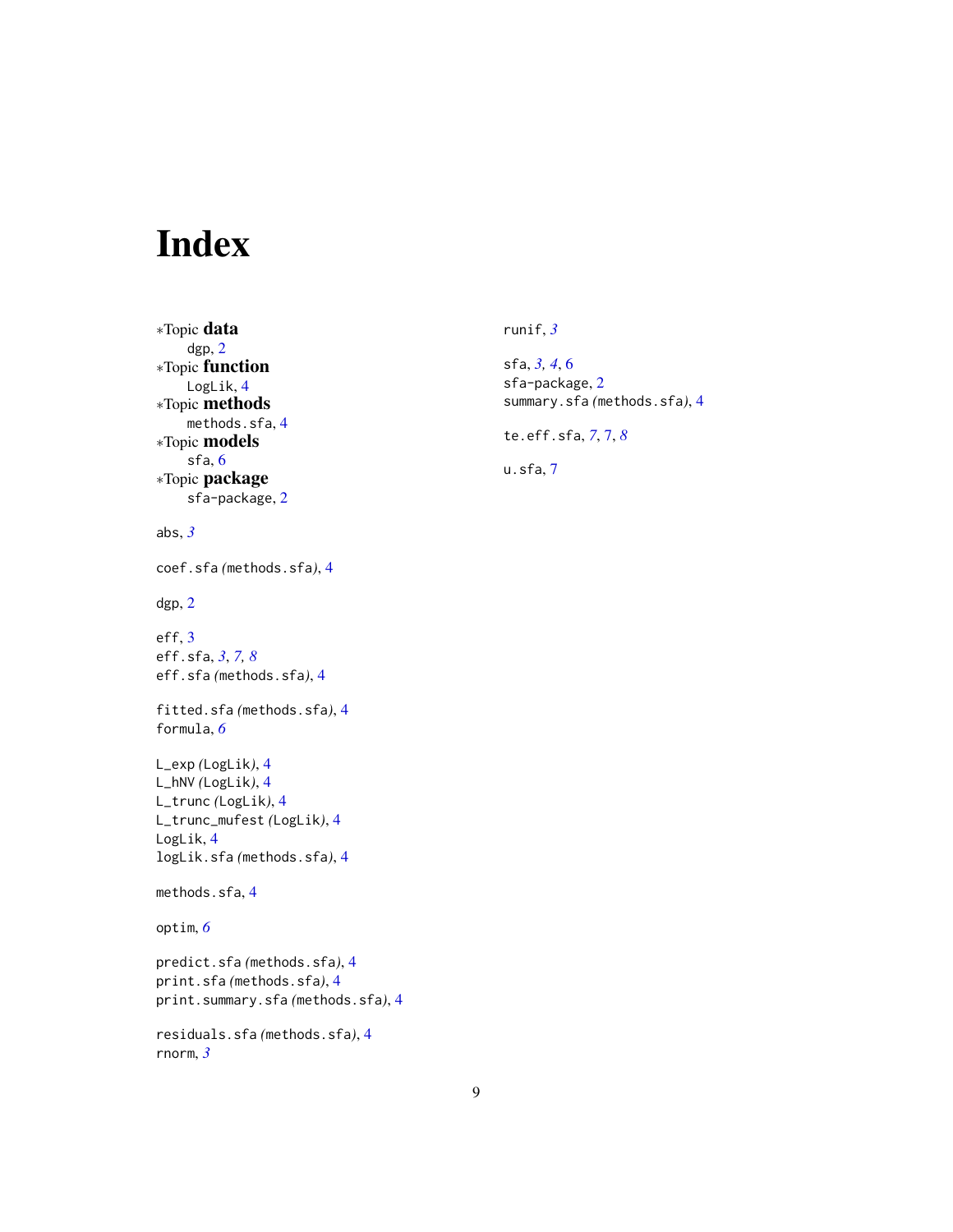# Index

*Topic **data**
  dgp, 2
*Topic **function**
  LogLik, 4
*Topic **methods**
  methods.sfa, 4
*Topic **models**
  sfa, 6
*Topic **package**
  sfa-package, 2

abs, *3*

coef.sfa *(*methods.sfa*)*, 4

dgp, 2

eff, 3
eff.sfa, *3*, *7, 8*
eff.sfa *(*methods.sfa*)*, 4

fitted.sfa *(*methods.sfa*)*, 4
formula, *6*

L_exp *(*LogLik*)*, 4
L_hNV *(*LogLik*)*, 4
L_trunc *(*LogLik*)*, 4
L_trunc_mufest *(*LogLik*)*, 4
LogLik, 4
logLik.sfa *(*methods.sfa*)*, 4

methods.sfa, 4

optim, *6*

predict.sfa *(*methods.sfa*)*, 4
print.sfa *(*methods.sfa*)*, 4
print.summary.sfa *(*methods.sfa*)*, 4

residuals.sfa *(*methods.sfa*)*, 4
rnorm, *3*
runif, *3*

sfa, *3, 4*, 6
sfa-package, 2
summary.sfa *(*methods.sfa*)*, 4

te.eff.sfa, *7*, 7, *8*

u.sfa, 7